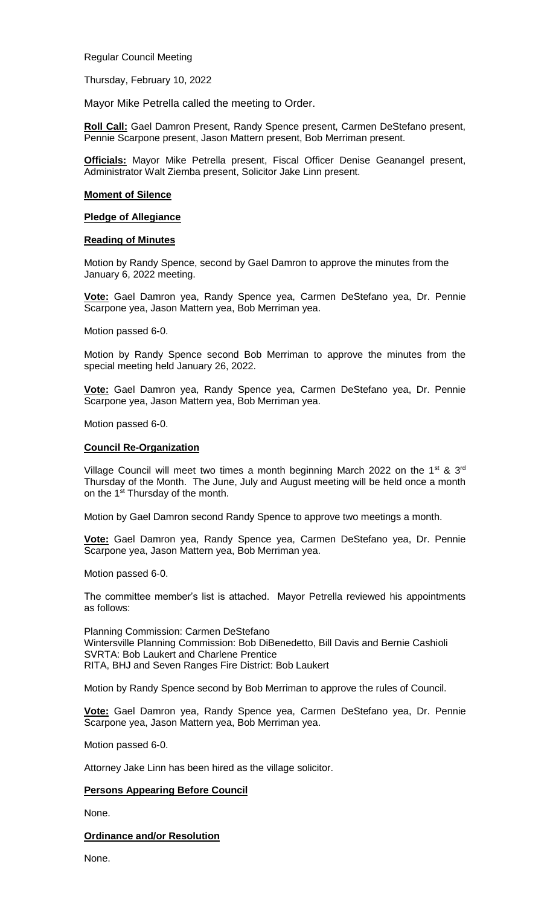Regular Council Meeting

Thursday, February 10, 2022

Mayor Mike Petrella called the meeting to Order.

**Roll Call:** Gael Damron Present, Randy Spence present, Carmen DeStefano present, Pennie Scarpone present, Jason Mattern present, Bob Merriman present.

**Officials:** Mayor Mike Petrella present, Fiscal Officer Denise Geanangel present, Administrator Walt Ziemba present, Solicitor Jake Linn present.

**Moment of Silence**

**Pledge of Allegiance**

**Reading of Minutes**

Motion by Randy Spence, second by Gael Damron to approve the minutes from the January 6, 2022 meeting.

**Vote:** Gael Damron yea, Randy Spence yea, Carmen DeStefano yea, Dr. Pennie Scarpone yea, Jason Mattern yea, Bob Merriman yea.

Motion passed 6-0.

Motion by Randy Spence second Bob Merriman to approve the minutes from the special meeting held January 26, 2022.

**Vote:** Gael Damron yea, Randy Spence yea, Carmen DeStefano yea, Dr. Pennie Scarpone yea, Jason Mattern yea, Bob Merriman yea.

Motion passed 6-0.

**Council Re-Organization**

Village Council will meet two times a month beginning March 2022 on the 1st & 3rd Thursday of the Month. The June, July and August meeting will be held once a month on the 1st Thursday of the month.

Motion by Gael Damron second Randy Spence to approve two meetings a month.

**Vote:** Gael Damron yea, Randy Spence yea, Carmen DeStefano yea, Dr. Pennie Scarpone yea, Jason Mattern yea, Bob Merriman yea.

Motion passed 6-0.

The committee member's list is attached. Mayor Petrella reviewed his appointments as follows:

Planning Commission: Carmen DeStefano
Wintersville Planning Commission: Bob DiBenedetto, Bill Davis and Bernie Cashioli
SVRTA: Bob Laukert and Charlene Prentice
RITA, BHJ and Seven Ranges Fire District: Bob Laukert

Motion by Randy Spence second by Bob Merriman to approve the rules of Council.

**Vote:** Gael Damron yea, Randy Spence yea, Carmen DeStefano yea, Dr. Pennie Scarpone yea, Jason Mattern yea, Bob Merriman yea.

Motion passed 6-0.

Attorney Jake Linn has been hired as the village solicitor.

**Persons Appearing Before Council**

None.

**Ordinance and/or Resolution**

None.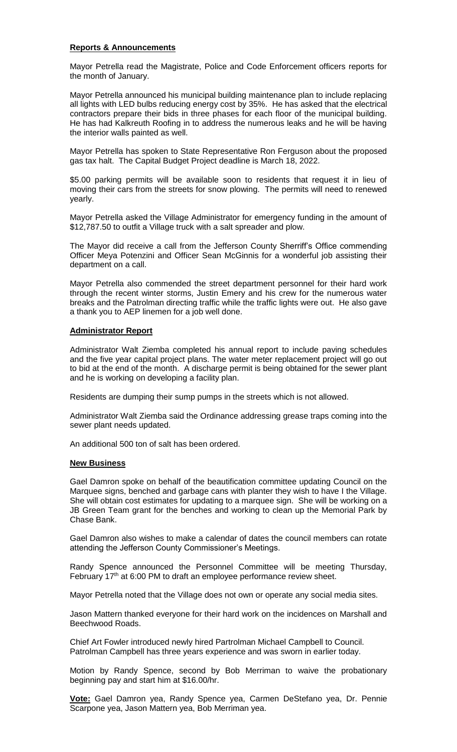**Reports & Announcements**

Mayor Petrella read the Magistrate, Police and Code Enforcement officers reports for the month of January.

Mayor Petrella announced his municipal building maintenance plan to include replacing all lights with LED bulbs reducing energy cost by 35%. He has asked that the electrical contractors prepare their bids in three phases for each floor of the municipal building. He has had Kalkreuth Roofing in to address the numerous leaks and he will be having the interior walls painted as well.

Mayor Petrella has spoken to State Representative Ron Ferguson about the proposed gas tax halt. The Capital Budget Project deadline is March 18, 2022.

$5.00 parking permits will be available soon to residents that request it in lieu of moving their cars from the streets for snow plowing. The permits will need to renewed yearly.

Mayor Petrella asked the Village Administrator for emergency funding in the amount of $12,787.50 to outfit a Village truck with a salt spreader and plow.

The Mayor did receive a call from the Jefferson County Sherriff's Office commending Officer Meya Potenzini and Officer Sean McGinnis for a wonderful job assisting their department on a call.

Mayor Petrella also commended the street department personnel for their hard work through the recent winter storms, Justin Emery and his crew for the numerous water breaks and the Patrolman directing traffic while the traffic lights were out. He also gave a thank you to AEP linemen for a job well done.

**Administrator Report**

Administrator Walt Ziemba completed his annual report to include paving schedules and the five year capital project plans. The water meter replacement project will go out to bid at the end of the month. A discharge permit is being obtained for the sewer plant and he is working on developing a facility plan.

Residents are dumping their sump pumps in the streets which is not allowed.

Administrator Walt Ziemba said the Ordinance addressing grease traps coming into the sewer plant needs updated.

An additional 500 ton of salt has been ordered.

**New Business**

Gael Damron spoke on behalf of the beautification committee updating Council on the Marquee signs, benched and garbage cans with planter they wish to have I the Village. She will obtain cost estimates for updating to a marquee sign. She will be working on a JB Green Team grant for the benches and working to clean up the Memorial Park by Chase Bank.

Gael Damron also wishes to make a calendar of dates the council members can rotate attending the Jefferson County Commissioner's Meetings.

Randy Spence announced the Personnel Committee will be meeting Thursday, February 17th at 6:00 PM to draft an employee performance review sheet.

Mayor Petrella noted that the Village does not own or operate any social media sites.

Jason Mattern thanked everyone for their hard work on the incidences on Marshall and Beechwood Roads.

Chief Art Fowler introduced newly hired Partrolman Michael Campbell to Council. Patrolman Campbell has three years experience and was sworn in earlier today.

Motion by Randy Spence, second by Bob Merriman to waive the probationary beginning pay and start him at $16.00/hr.

**Vote:** Gael Damron yea, Randy Spence yea, Carmen DeStefano yea, Dr. Pennie Scarpone yea, Jason Mattern yea, Bob Merriman yea.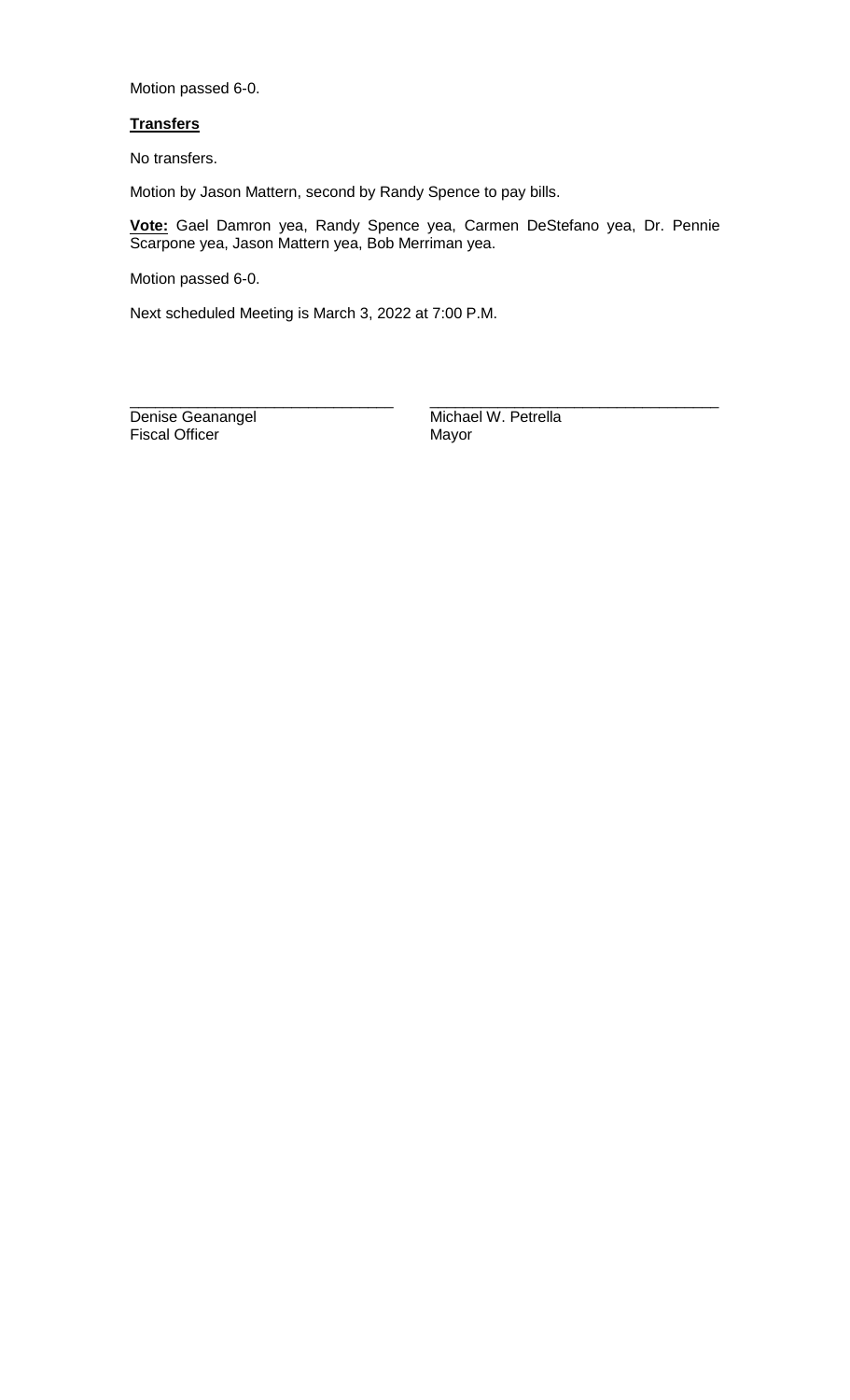Motion passed 6-0.

**Transfers**

No transfers.

Motion by Jason Mattern, second by Randy Spence to pay bills.

**Vote:** Gael Damron yea, Randy Spence yea, Carmen DeStefano yea, Dr. Pennie Scarpone yea, Jason Mattern yea, Bob Merriman yea.

Motion passed 6-0.

Next scheduled Meeting is March 3, 2022 at 7:00 P.M.

| | |
|---|---|
| ______________________________ | ______________________________ |
| Denise Geanangel | Michael W. Petrella |
| Fiscal Officer | Mayor |